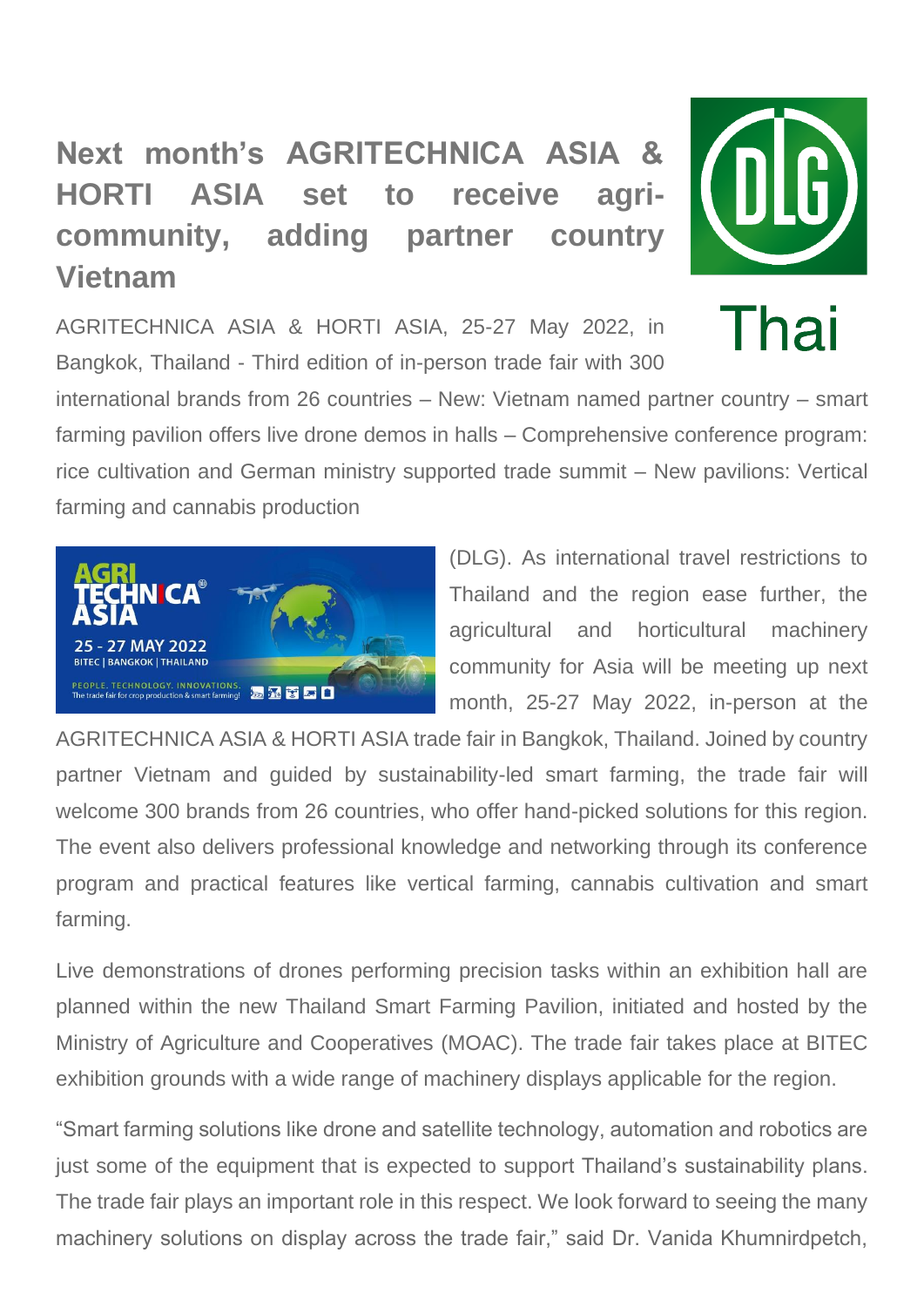# Next month's AGRITECHNICA ASIA & HORTI ASIA set to receive agri-community, adding partner country Vietnam

AGRITECHNICA ASIA & HORTI ASIA, 25-27 May 2022, in Bangkok, Thailand - Third edition of in-person trade fair with 300 international brands from 26 countries – New: Vietnam named partner country – smart farming pavilion offers live drone demos in halls – Comprehensive conference program: rice cultivation and German ministry supported trade summit – New pavilions: Vertical farming and cannabis production

(DLG). As international travel restrictions to Thailand and the region ease further, the agricultural and horticultural machinery community for Asia will be meeting up next month, 25-27 May 2022, in-person at the AGRITECHNICA ASIA & HORTI ASIA trade fair in Bangkok, Thailand. Joined by country partner Vietnam and guided by sustainability-led smart farming, the trade fair will welcome 300 brands from 26 countries, who offer hand-picked solutions for this region. The event also delivers professional knowledge and networking through its conference program and practical features like vertical farming, cannabis cultivation and smart farming.

Live demonstrations of drones performing precision tasks within an exhibition hall are planned within the new Thailand Smart Farming Pavilion, initiated and hosted by the Ministry of Agriculture and Cooperatives (MOAC). The trade fair takes place at BITEC exhibition grounds with a wide range of machinery displays applicable for the region.

"Smart farming solutions like drone and satellite technology, automation and robotics are just some of the equipment that is expected to support Thailand's sustainability plans. The trade fair plays an important role in this respect. We look forward to seeing the many machinery solutions on display across the trade fair," said Dr. Vanida Khumnirdpetch,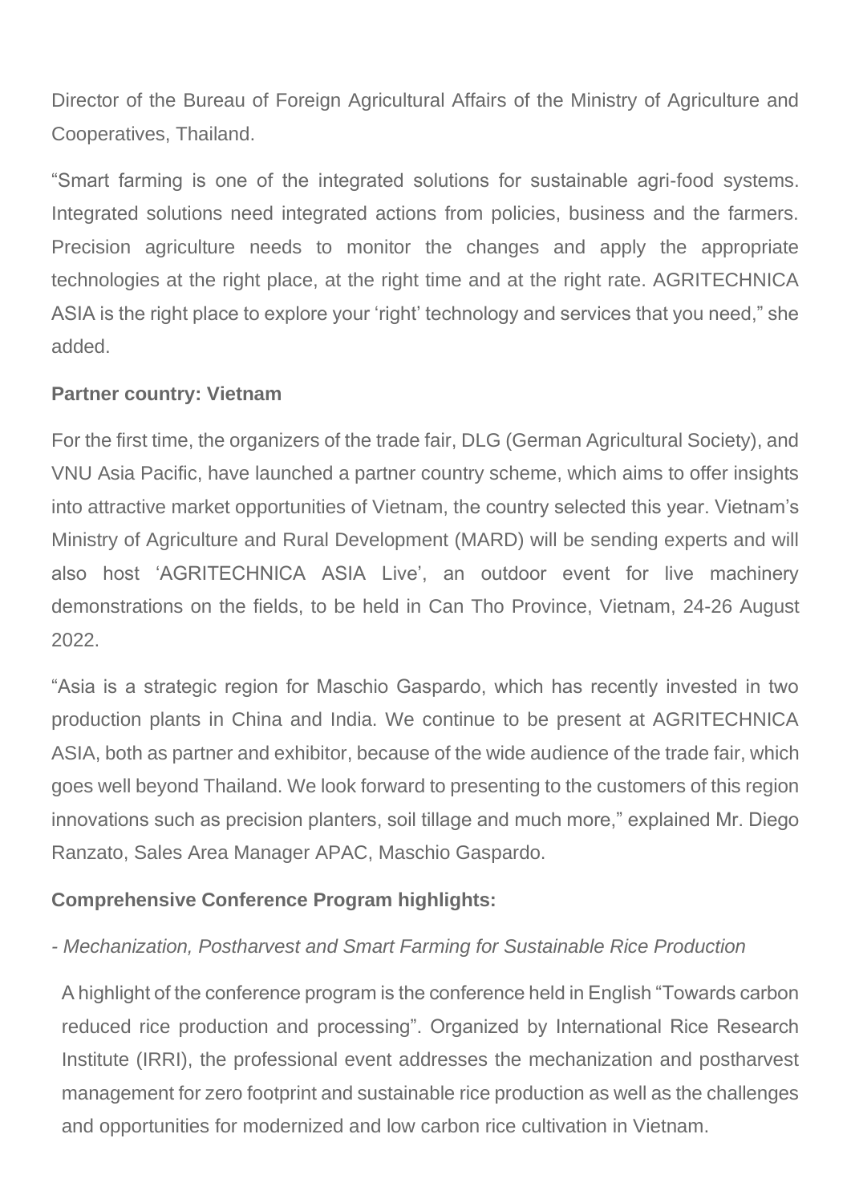Director of the Bureau of Foreign Agricultural Affairs of the Ministry of Agriculture and Cooperatives, Thailand.

"Smart farming is one of the integrated solutions for sustainable agri-food systems. Integrated solutions need integrated actions from policies, business and the farmers. Precision agriculture needs to monitor the changes and apply the appropriate technologies at the right place, at the right time and at the right rate. AGRITECHNICA ASIA is the right place to explore your 'right' technology and services that you need," she added.

**Partner country: Vietnam**

For the first time, the organizers of the trade fair, DLG (German Agricultural Society), and VNU Asia Pacific, have launched a partner country scheme, which aims to offer insights into attractive market opportunities of Vietnam, the country selected this year. Vietnam's Ministry of Agriculture and Rural Development (MARD) will be sending experts and will also host 'AGRITECHNICA ASIA Live', an outdoor event for live machinery demonstrations on the fields, to be held in Can Tho Province, Vietnam, 24-26 August 2022.

"Asia is a strategic region for Maschio Gaspardo, which has recently invested in two production plants in China and India. We continue to be present at AGRITECHNICA ASIA, both as partner and exhibitor, because of the wide audience of the trade fair, which goes well beyond Thailand. We look forward to presenting to the customers of this region innovations such as precision planters, soil tillage and much more," explained Mr. Diego Ranzato, Sales Area Manager APAC, Maschio Gaspardo.

**Comprehensive Conference Program highlights:**

- *Mechanization, Postharvest and Smart Farming for Sustainable Rice Production*

  A highlight of the conference program is the conference held in English "Towards carbon reduced rice production and processing". Organized by International Rice Research Institute (IRRI), the professional event addresses the mechanization and postharvest management for zero footprint and sustainable rice production as well as the challenges and opportunities for modernized and low carbon rice cultivation in Vietnam.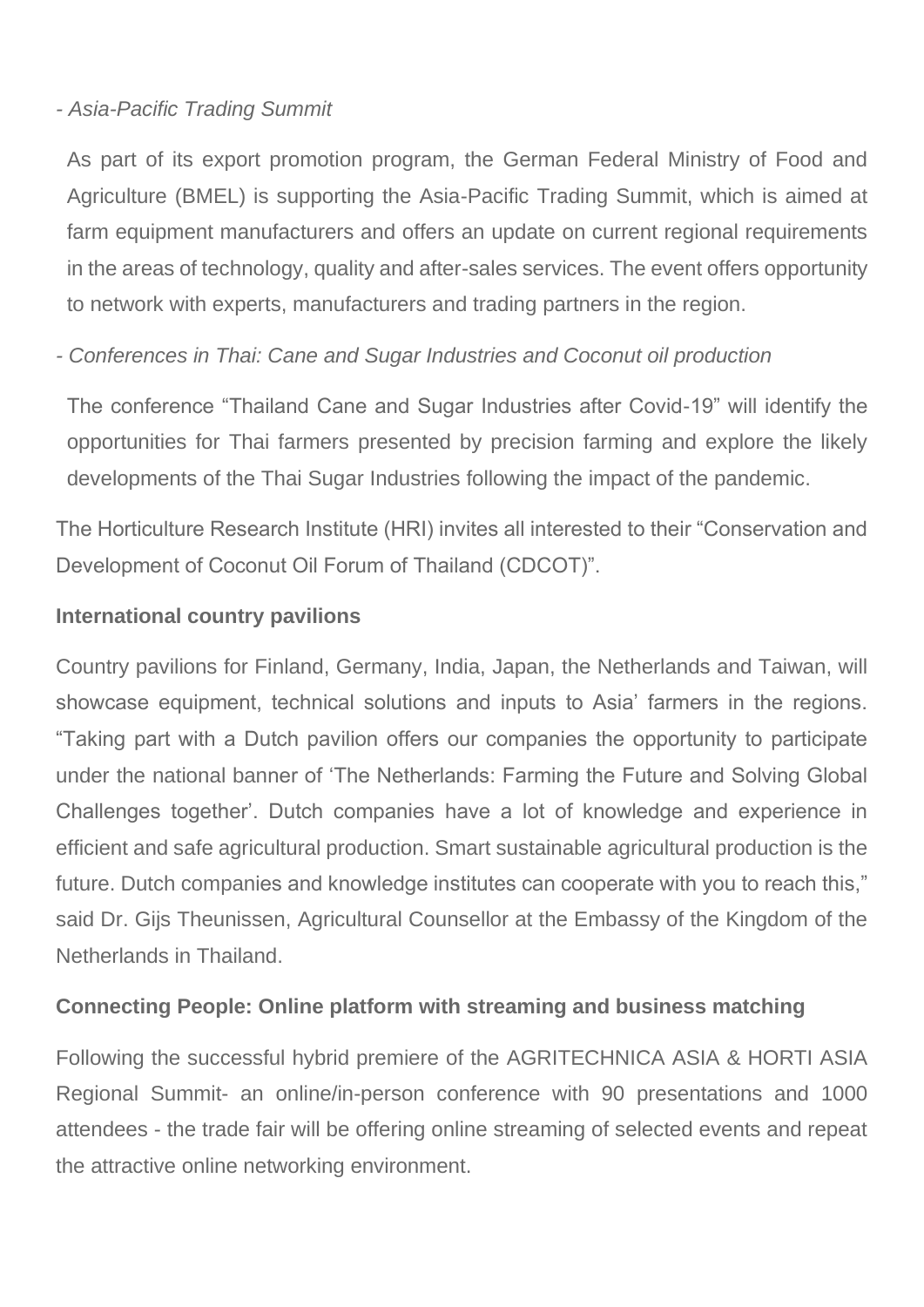- *Asia-Pacific Trading Summit*

As part of its export promotion program, the German Federal Ministry of Food and Agriculture (BMEL) is supporting the Asia-Pacific Trading Summit, which is aimed at farm equipment manufacturers and offers an update on current regional requirements in the areas of technology, quality and after-sales services. The event offers opportunity to network with experts, manufacturers and trading partners in the region.

- *Conferences in Thai: Cane and Sugar Industries and Coconut oil production*

The conference "Thailand Cane and Sugar Industries after Covid-19" will identify the opportunities for Thai farmers presented by precision farming and explore the likely developments of the Thai Sugar Industries following the impact of the pandemic.

The Horticulture Research Institute (HRI) invites all interested to their "Conservation and Development of Coconut Oil Forum of Thailand (CDCOT)".

**International country pavilions**

Country pavilions for Finland, Germany, India, Japan, the Netherlands and Taiwan, will showcase equipment, technical solutions and inputs to Asia' farmers in the regions. "Taking part with a Dutch pavilion offers our companies the opportunity to participate under the national banner of 'The Netherlands: Farming the Future and Solving Global Challenges together'. Dutch companies have a lot of knowledge and experience in efficient and safe agricultural production. Smart sustainable agricultural production is the future. Dutch companies and knowledge institutes can cooperate with you to reach this," said Dr. Gijs Theunissen, Agricultural Counsellor at the Embassy of the Kingdom of the Netherlands in Thailand.

**Connecting People: Online platform with streaming and business matching**

Following the successful hybrid premiere of the AGRITECHNICA ASIA & HORTI ASIA Regional Summit- an online/in-person conference with 90 presentations and 1000 attendees - the trade fair will be offering online streaming of selected events and repeat the attractive online networking environment.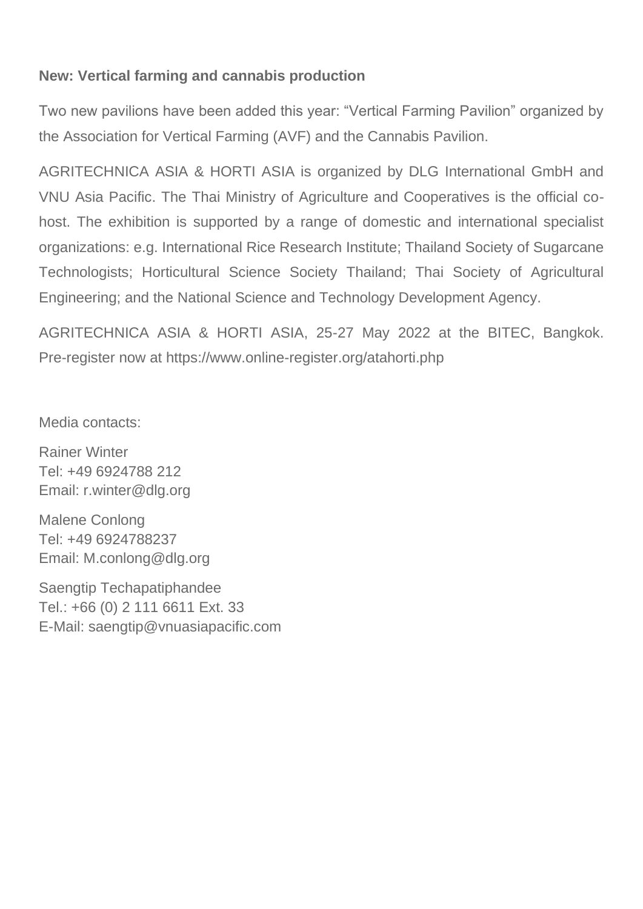**New: Vertical farming and cannabis production**

Two new pavilions have been added this year: "Vertical Farming Pavilion" organized by the Association for Vertical Farming (AVF) and the Cannabis Pavilion.

AGRITECHNICA ASIA & HORTI ASIA is organized by DLG International GmbH and VNU Asia Pacific. The Thai Ministry of Agriculture and Cooperatives is the official co-host. The exhibition is supported by a range of domestic and international specialist organizations: e.g. International Rice Research Institute; Thailand Society of Sugarcane Technologists; Horticultural Science Society Thailand; Thai Society of Agricultural Engineering; and the National Science and Technology Development Agency.

AGRITECHNICA ASIA & HORTI ASIA, 25-27 May 2022 at the BITEC, Bangkok. Pre-register now at https://www.online-register.org/atahorti.php

Media contacts:

Rainer Winter
Tel: +49 6924788 212
Email: r.winter@dlg.org

Malene Conlong
Tel: +49 6924788237
Email: M.conlong@dlg.org

Saengtip Techapatiphandee
Tel.: +66 (0) 2 111 6611 Ext. 33
E-Mail: saengtip@vnuasiapacific.com